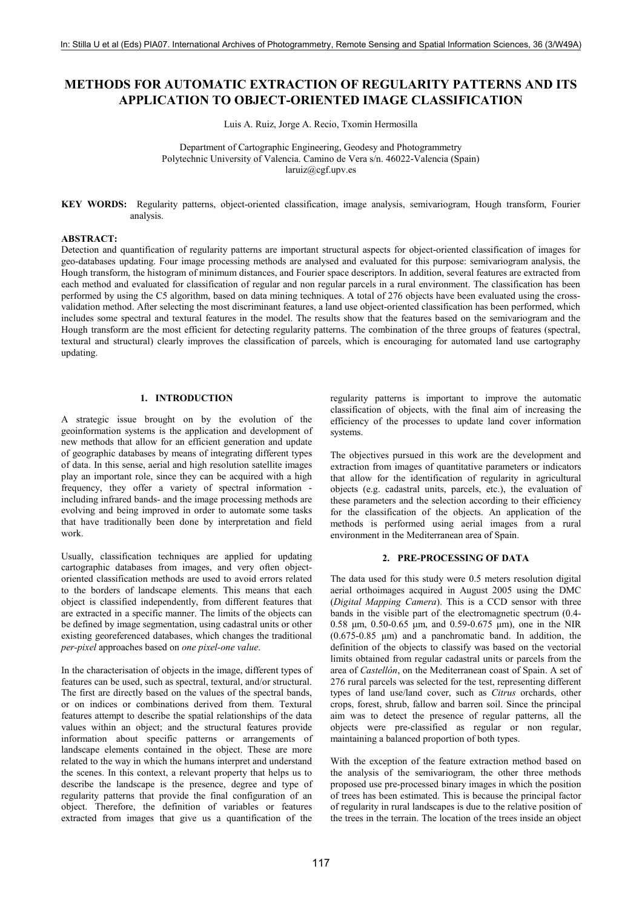# METHODS FOR AUTOMATIC EXTRACTION OF REGULARITY PATTERNS AND ITS APPLICATION TO OBJECT-ORIENTED IMAGE CLASSIFICATION

Luis A. Ruiz, Jorge A. Recio, Txomin Hermosilla

Department of Cartographic Engineering, Geodesy and Photogrammetry
Polytechnic University of Valencia. Camino de Vera s/n. 46022-Valencia (Spain)
laruiz@cgf.upv.es

**KEY WORDS:** Regularity patterns, object-oriented classification, image analysis, semivariogram, Hough transform, Fourier analysis.

**ABSTRACT:**

Detection and quantification of regularity patterns are important structural aspects for object-oriented classification of images for geo-databases updating. Four image processing methods are analysed and evaluated for this purpose: semivariogram analysis, the Hough transform, the histogram of minimum distances, and Fourier space descriptors. In addition, several features are extracted from each method and evaluated for classification of regular and non regular parcels in a rural environment. The classification has been performed by using the C5 algorithm, based on data mining techniques. A total of 276 objects have been evaluated using the cross-validation method. After selecting the most discriminant features, a land use object-oriented classification has been performed, which includes some spectral and textural features in the model. The results show that the features based on the semivariogram and the Hough transform are the most efficient for detecting regularity patterns. The combination of the three groups of features (spectral, textural and structural) clearly improves the classification of parcels, which is encouraging for automated land use cartography updating.

## 1. INTRODUCTION

A strategic issue brought on by the evolution of the geoinformation systems is the application and development of new methods that allow for an efficient generation and update of geographic databases by means of integrating different types of data. In this sense, aerial and high resolution satellite images play an important role, since they can be acquired with a high frequency, they offer a variety of spectral information - including infrared bands- and the image processing methods are evolving and being improved in order to automate some tasks that have traditionally been done by interpretation and field work.

Usually, classification techniques are applied for updating cartographic databases from images, and very often object-oriented classification methods are used to avoid errors related to the borders of landscape elements. This means that each object is classified independently, from different features that are extracted in a specific manner. The limits of the objects can be defined by image segmentation, using cadastral units or other existing georeferenced databases, which changes the traditional *per-pixel* approaches based on *one pixel-one value*.

In the characterisation of objects in the image, different types of features can be used, such as spectral, textural, and/or structural. The first are directly based on the values of the spectral bands, or on indices or combinations derived from them. Textural features attempt to describe the spatial relationships of the data values within an object; and the structural features provide information about specific patterns or arrangements of landscape elements contained in the object. These are more related to the way in which the humans interpret and understand the scenes. In this context, a relevant property that helps us to describe the landscape is the presence, degree and type of regularity patterns that provide the final configuration of an object. Therefore, the definition of variables or features extracted from images that give us a quantification of the regularity patterns is important to improve the automatic classification of objects, with the final aim of increasing the efficiency of the processes to update land cover information systems.

The objectives pursued in this work are the development and extraction from images of quantitative parameters or indicators that allow for the identification of regularity in agricultural objects (e.g. cadastral units, parcels, etc.), the evaluation of these parameters and the selection according to their efficiency for the classification of the objects. An application of the methods is performed using aerial images from a rural environment in the Mediterranean area of Spain.

## 2. PRE-PROCESSING OF DATA

The data used for this study were 0.5 meters resolution digital aerial orthoimages acquired in August 2005 using the DMC (*Digital Mapping Camera*). This is a CCD sensor with three bands in the visible part of the electromagnetic spectrum (0.4-0.58 μm, 0.50-0.65 μm, and 0.59-0.675 μm), one in the NIR (0.675-0.85 μm) and a panchromatic band. In addition, the definition of the objects to classify was based on the vectorial limits obtained from regular cadastral units or parcels from the area of *Castellón*, on the Mediterranean coast of Spain. A set of 276 rural parcels was selected for the test, representing different types of land use/land cover, such as *Citrus* orchards, other crops, forest, shrub, fallow and barren soil. Since the principal aim was to detect the presence of regular patterns, all the objects were pre-classified as regular or non regular, maintaining a balanced proportion of both types.

With the exception of the feature extraction method based on the analysis of the semivariogram, the other three methods proposed use pre-processed binary images in which the position of trees has been estimated. This is because the principal factor of regularity in rural landscapes is due to the relative position of the trees in the terrain. The location of the trees inside an object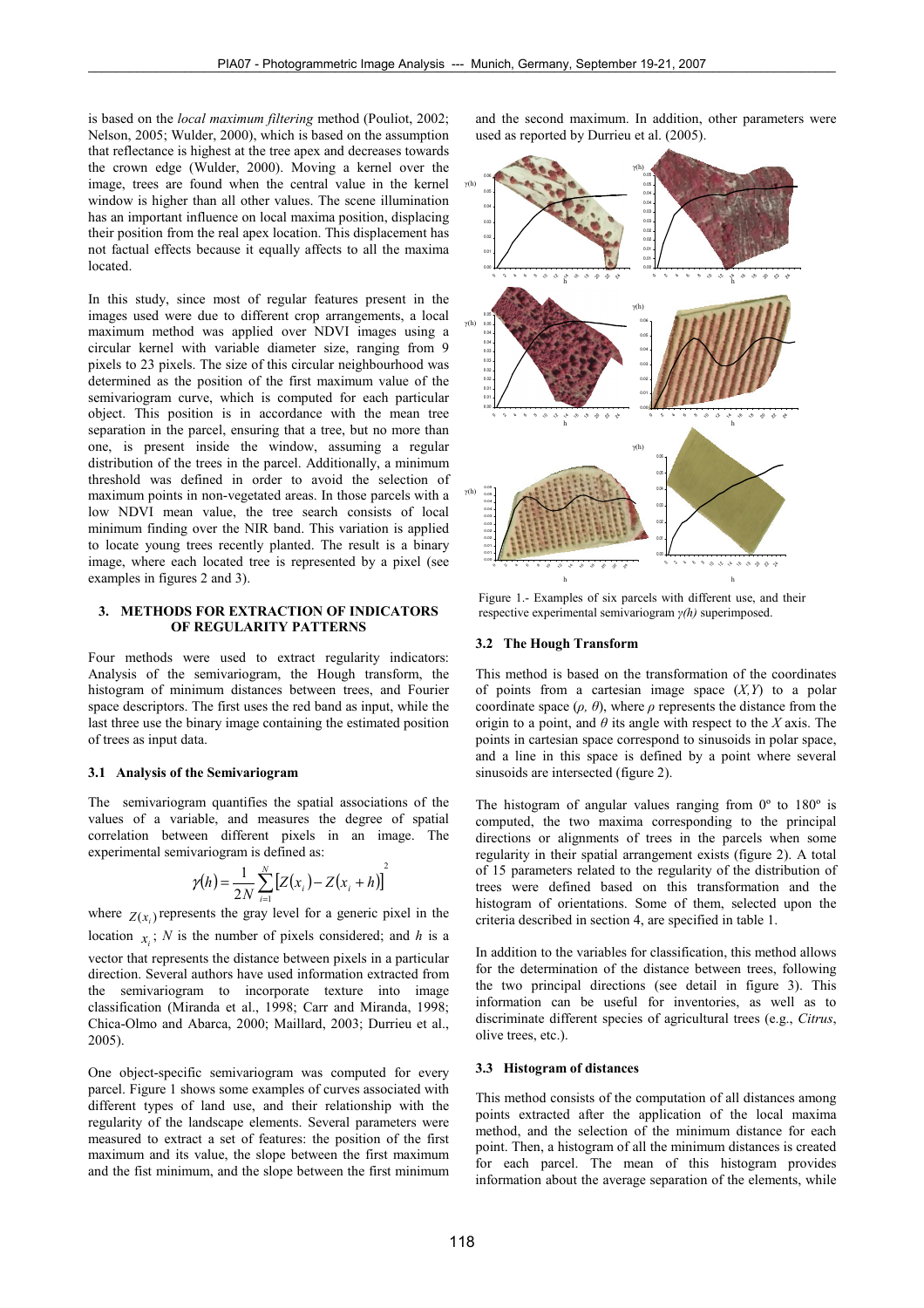is based on the *local maximum filtering* method (Pouliot, 2002; Nelson, 2005; Wulder, 2000), which is based on the assumption that reflectance is highest at the tree apex and decreases towards the crown edge (Wulder, 2000). Moving a kernel over the image, trees are found when the central value in the kernel window is higher than all other values. The scene illumination has an important influence on local maxima position, displacing their position from the real apex location. This displacement has not factual effects because it equally affects to all the maxima located.

In this study, since most of regular features present in the images used were due to different crop arrangements, a local maximum method was applied over NDVI images using a circular kernel with variable diameter size, ranging from 9 pixels to 23 pixels. The size of this circular neighbourhood was determined as the position of the first maximum value of the semivariogram curve, which is computed for each particular object. This position is in accordance with the mean tree separation in the parcel, ensuring that a tree, but no more than one, is present inside the window, assuming a regular distribution of the trees in the parcel. Additionally, a minimum threshold was defined in order to avoid the selection of maximum points in non-vegetated areas. In those parcels with a low NDVI mean value, the tree search consists of local minimum finding over the NIR band. This variation is applied to locate young trees recently planted. The result is a binary image, where each located tree is represented by a pixel (see examples in figures 2 and 3).

## 3. METHODS FOR EXTRACTION OF INDICATORS OF REGULARITY PATTERNS

Four methods were used to extract regularity indicators: Analysis of the semivariogram, the Hough transform, the histogram of minimum distances between trees, and Fourier space descriptors. The first uses the red band as input, while the last three use the binary image containing the estimated position of trees as input data.

### 3.1 Analysis of the Semivariogram

The semivariogram quantifies the spatial associations of the values of a variable, and measures the degree of spatial correlation between different pixels in an image. The experimental semivariogram is defined as:

$$\gamma(h) = \frac{1}{2N} \sum_{i=1}^{N} \left[ Z(x_i) - Z(x_i + h) \right]^2$$

where $Z(x_i)$ represents the gray level for a generic pixel in the location $x_i$; $N$ is the number of pixels considered; and $h$ is a vector that represents the distance between pixels in a particular direction. Several authors have used information extracted from the semivariogram to incorporate texture into image classification (Miranda et al., 1998; Carr and Miranda, 1998; Chica-Olmo and Abarca, 2000; Maillard, 2003; Durrieu et al., 2005).

One object-specific semivariogram was computed for every parcel. Figure 1 shows some examples of curves associated with different types of land use, and their relationship with the regularity of the landscape elements. Several parameters were measured to extract a set of features: the position of the first maximum and its value, the slope between the first maximum and the fist minimum, and the slope between the first minimum and the second maximum. In addition, other parameters were used as reported by Durrieu et al. (2005).

Figure 1.- Examples of six parcels with different use, and their respective experimental semivariogram *γ(h)* superimposed.

### 3.2 The Hough Transform

This method is based on the transformation of the coordinates of points from a cartesian image space $(X,Y)$ to a polar coordinate space $(\rho, \theta)$, where $\rho$ represents the distance from the origin to a point, and $\theta$ its angle with respect to the $X$ axis. The points in cartesian space correspond to sinusoids in polar space, and a line in this space is defined by a point where several sinusoids are intersected (figure 2).

The histogram of angular values ranging from 0º to 180º is computed, the two maxima corresponding to the principal directions or alignments of trees in the parcels when some regularity in their spatial arrangement exists (figure 2). A total of 15 parameters related to the regularity of the distribution of trees were defined based on this transformation and the histogram of orientations. Some of them, selected upon the criteria described in section 4, are specified in table 1.

In addition to the variables for classification, this method allows for the determination of the distance between trees, following the two principal directions (see detail in figure 3). This information can be useful for inventories, as well as to discriminate different species of agricultural trees (e.g., *Citrus*, olive trees, etc.).

### 3.3 Histogram of distances

This method consists of the computation of all distances among points extracted after the application of the local maxima method, and the selection of the minimum distance for each point. Then, a histogram of all the minimum distances is created for each parcel. The mean of this histogram provides information about the average separation of the elements, while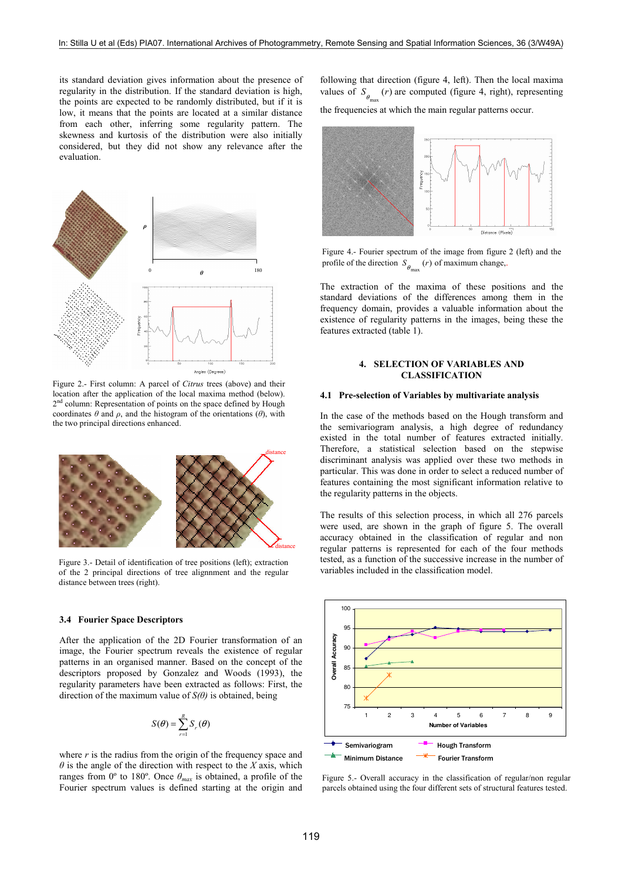its standard deviation gives information about the presence of regularity in the distribution. If the standard deviation is high, the points are expected to be randomly distributed, but if it is low, it means that the points are located at a similar distance from each other, inferring some regularity pattern. The skewness and kurtosis of the distribution were also initially considered, but they did not show any relevance after the evaluation.

Figure 2.- First column: A parcel of *Citrus* trees (above) and their location after the application of the local maxima method (below). 2nd column: Representation of points on the space defined by Hough coordinates $\theta$ and $\rho$, and the histogram of the orientations ($\theta$), with the two principal directions enhanced.

Figure 3.- Detail of identification of tree positions (left); extraction of the 2 principal directions of tree alignment and the regular distance between trees (right).

### 3.4 Fourier Space Descriptors

After the application of the 2D Fourier transformation of an image, the Fourier spectrum reveals the existence of regular patterns in an organised manner. Based on the concept of the descriptors proposed by Gonzalez and Woods (1993), the regularity parameters have been extracted as follows: First, the direction of the maximum value of $S(\theta)$ is obtained, being

$$S(\theta) = \sum_{r=1}^{R} S_r(\theta)$$

where $r$ is the radius from the origin of the frequency space and $\theta$ is the angle of the direction with respect to the $X$ axis, which ranges from 0º to 180º. Once $\theta_{max}$ is obtained, a profile of the Fourier spectrum values is defined starting at the origin and following that direction (figure 4, left). Then the local maxima values of $S_{\theta_{max}}(r)$ are computed (figure 4, right), representing the frequencies at which the main regular patterns occur.

Figure 4.- Fourier spectrum of the image from figure 2 (left) and the profile of the direction $S_{\theta_{max}}(r)$ of maximum change,.

The extraction of the maxima of these positions and the standard deviations of the differences among them in the frequency domain, provides a valuable information about the existence of regularity patterns in the images, being these the features extracted (table 1).

## 4. SELECTION OF VARIABLES AND CLASSIFICATION

### 4.1 Pre-selection of Variables by multivariate analysis

In the case of the methods based on the Hough transform and the semivariogram analysis, a high degree of redundancy existed in the total number of features extracted initially. Therefore, a statistical selection based on the stepwise discriminant analysis was applied over these two methods in particular. This was done in order to select a reduced number of features containing the most significant information relative to the regularity patterns in the objects.

The results of this selection process, in which all 276 parcels were used, are shown in the graph of figure 5. The overall accuracy obtained in the classification of regular and non regular patterns is represented for each of the four methods tested, as a function of the successive increase in the number of variables included in the classification model.

Figure 5.- Overall accuracy in the classification of regular/non regular parcels obtained using the four different sets of structural features tested.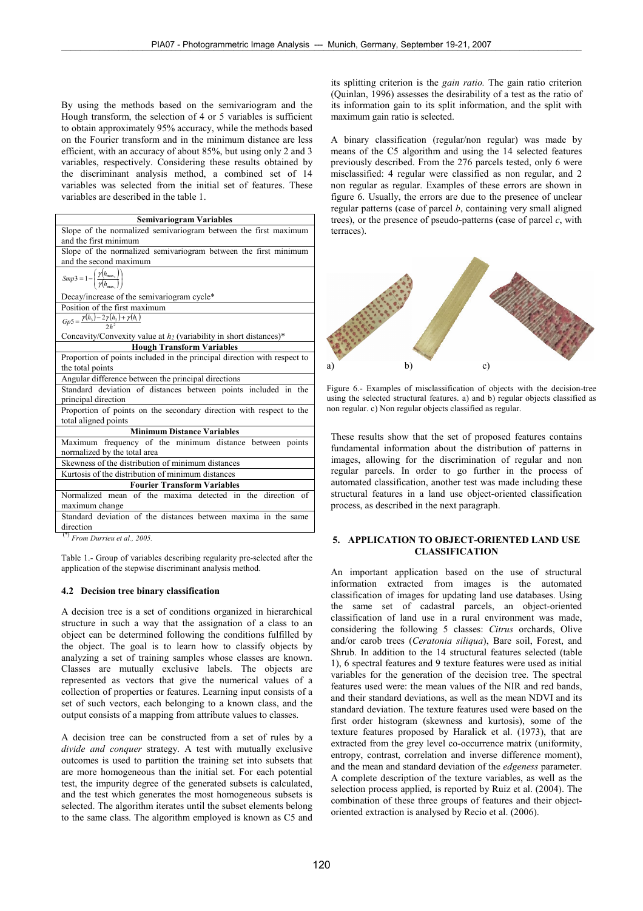By using the methods based on the semivariogram and the Hough transform, the selection of 4 or 5 variables is sufficient to obtain approximately 95% accuracy, while the methods based on the Fourier transform and in the minimum distance are less efficient, with an accuracy of about 85%, but using only 2 and 3 variables, respectively. Considering these results obtained by the discriminant analysis method, a combined set of 14 variables was selected from the initial set of features. These variables are described in the table 1.

| **Semivariogram Variables** |
|---|
| Slope of the normalized semivariogram between the first maximum and the first minimum |
| Slope of the normalized semivariogram between the first minimum and the second maximum |
| $Smp3 = 1 - \left( \frac{\gamma(h_{max_2})}{\gamma(h_{max_1})} \right)$ Decay/increase of the semivariogram cycle* |
| Position of the first maximum |
| $Gp5 = \frac{\gamma(h_3) - 2\gamma(h_2) + \gamma(h_1)}{2h^2}$ Concavity/Convexity value at $h_2$ (variability in short distances)* |
| **Hough Transform Variables** |
| Proportion of points included in the principal direction with respect to the total points |
| Angular difference between the principal directions |
| Standard deviation of distances between points included in the principal direction |
| Proportion of points on the secondary direction with respect to the total aligned points |
| **Minimum Distance Variables** |
| Maximum frequency of the minimum distance between points normalized by the total area |
| Skewness of the distribution of minimum distances |
| Kurtosis of the distribution of minimum distances |
| **Fourier Transform Variables** |
| Normalized mean of the maxima detected in the direction of maximum change |
| Standard deviation of the distances between maxima in the same direction |

(*) *From Durrieu et al., 2005.*

Table 1.- Group of variables describing regularity pre-selected after the application of the stepwise discriminant analysis method.

### 4.2 Decision tree binary classification

A decision tree is a set of conditions organized in hierarchical structure in such a way that the assignation of a class to an object can be determined following the conditions fulfilled by the object. The goal is to learn how to classify objects by analyzing a set of training samples whose classes are known. Classes are mutually exclusive labels. The objects are represented as vectors that give the numerical values of a collection of properties or features. Learning input consists of a set of such vectors, each belonging to a known class, and the output consists of a mapping from attribute values to classes.

A decision tree can be constructed from a set of rules by a *divide and conquer* strategy. A test with mutually exclusive outcomes is used to partition the training set into subsets that are more homogeneous than the initial set. For each potential test, the impurity degree of the generated subsets is calculated, and the test which generates the most homogeneous subsets is selected. The algorithm iterates until the subset elements belong to the same class. The algorithm employed is known as C5 and its splitting criterion is the *gain ratio.* The gain ratio criterion (Quinlan, 1996) assesses the desirability of a test as the ratio of its information gain to its split information, and the split with maximum gain ratio is selected.

A binary classification (regular/non regular) was made by means of the C5 algorithm and using the 14 selected features previously described. From the 276 parcels tested, only 6 were misclassified: 4 regular were classified as non regular, and 2 non regular as regular. Examples of these errors are shown in figure 6. Usually, the errors are due to the presence of unclear regular patterns (case of parcel *b*, containing very small aligned trees), or the presence of pseudo-patterns (case of parcel *c*, with terraces).

a) b) c)

Figure 6.- Examples of misclassification of objects with the decision-tree using the selected structural features. a) and b) regular objects classified as non regular. c) Non regular objects classified as regular.

These results show that the set of proposed features contains fundamental information about the distribution of patterns in images, allowing for the discrimination of regular and non regular parcels. In order to go further in the process of automated classification, another test was made including these structural features in a land use object-oriented classification process, as described in the next paragraph.

## 5. APPLICATION TO OBJECT-ORIENTED LAND USE CLASSIFICATION

An important application based on the use of structural information extracted from images is the automated classification of images for updating land use databases. Using the same set of cadastral parcels, an object-oriented classification of land use in a rural environment was made, considering the following 5 classes: *Citrus* orchards, Olive and/or carob trees (*Ceratonia siliqua*), Bare soil, Forest, and Shrub. In addition to the 14 structural features selected (table 1), 6 spectral features and 9 texture features were used as initial variables for the generation of the decision tree. The spectral features used were: the mean values of the NIR and red bands, and their standard deviations, as well as the mean NDVI and its standard deviation. The texture features used were based on the first order histogram (skewness and kurtosis), some of the texture features proposed by Haralick et al. (1973), that are extracted from the grey level co-occurrence matrix (uniformity, entropy, contrast, correlation and inverse difference moment), and the mean and standard deviation of the *edgeness* parameter. A complete description of the texture variables, as well as the selection process applied, is reported by Ruiz et al. (2004). The combination of these three groups of features and their object-oriented extraction is analysed by Recio et al. (2006).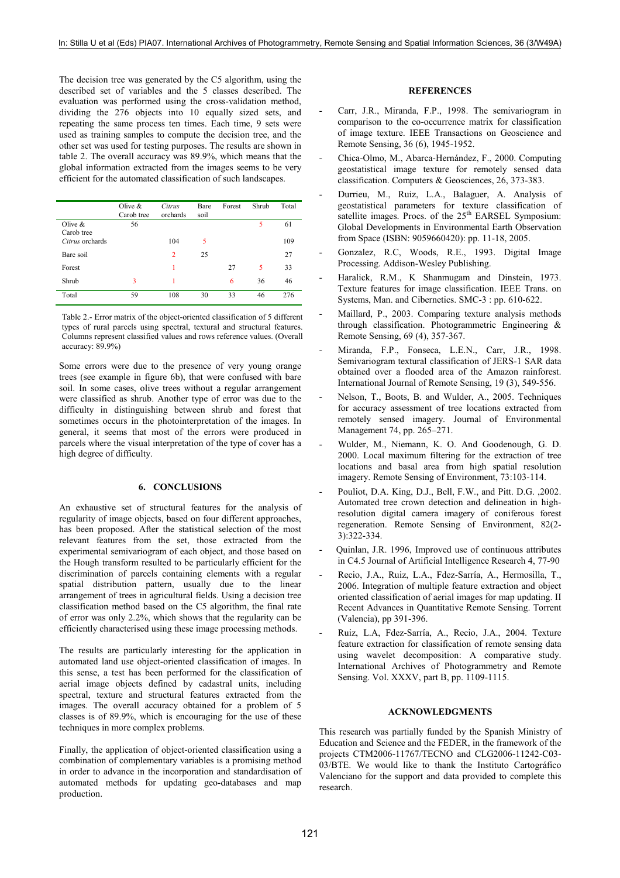The decision tree was generated by the C5 algorithm, using the described set of variables and the 5 classes described. The evaluation was performed using the cross-validation method, dividing the 276 objects into 10 equally sized sets, and repeating the same process ten times. Each time, 9 sets were used as training samples to compute the decision tree, and the other set was used for testing purposes. The results are shown in table 2. The overall accuracy was 89.9%, which means that the global information extracted from the images seems to be very efficient for the automated classification of such landscapes.

| | Olive & Carob tree | *Citrus* orchards | Bare soil | Forest | Shrub | Total |
|---|---|---|---|---|---|---|
| Olive & Carob tree | 56 | | | | 5 | 61 |
| *Citrus* orchards | | 104 | 5 | | | 109 |
| Bare soil | | 2 | 25 | | | 27 |
| Forest | | 1 | | 27 | 5 | 33 |
| Shrub | 3 | 1 | | 6 | 36 | 46 |
| Total | 59 | 108 | 30 | 33 | 46 | 276 |

Table 2.- Error matrix of the object-oriented classification of 5 different types of rural parcels using spectral, textural and structural features. Columns represent classified values and rows reference values. (Overall accuracy: 89.9%)

Some errors were due to the presence of very young orange trees (see example in figure 6b), that were confused with bare soil. In some cases, olive trees without a regular arrangement were classified as shrub. Another type of error was due to the difficulty in distinguishing between shrub and forest that sometimes occurs in the photointerpretation of the images. In general, it seems that most of the errors were produced in parcels where the visual interpretation of the type of cover has a high degree of difficulty.

## 6. CONCLUSIONS

An exhaustive set of structural features for the analysis of regularity of image objects, based on four different approaches, has been proposed. After the statistical selection of the most relevant features from the set, those extracted from the experimental semivariogram of each object, and those based on the Hough transform resulted to be particularly efficient for the discrimination of parcels containing elements with a regular spatial distribution pattern, usually due to the linear arrangement of trees in agricultural fields. Using a decision tree classification method based on the C5 algorithm, the final rate of error was only 2.2%, which shows that the regularity can be efficiently characterised using these image processing methods.

The results are particularly interesting for the application in automated land use object-oriented classification of images. In this sense, a test has been performed for the classification of aerial image objects defined by cadastral units, including spectral, texture and structural features extracted from the images. The overall accuracy obtained for a problem of 5 classes is of 89.9%, which is encouraging for the use of these techniques in more complex problems.

Finally, the application of object-oriented classification using a combination of complementary variables is a promising method in order to advance in the incorporation and standardisation of automated methods for updating geo-databases and map production.

## REFERENCES

- Carr, J.R., Miranda, F.P., 1998. The semivariogram in comparison to the co-occurrence matrix for classification of image texture. IEEE Transactions on Geoscience and Remote Sensing, 36 (6), 1945-1952.
- Chica-Olmo, M., Abarca-Hernández, F., 2000. Computing geostatistical image texture for remotely sensed data classification. Computers & Geosciences, 26, 373-383.
- Durrieu, M., Ruiz, L.A., Balaguer, A. Analysis of geostatistical parameters for texture classification of satellite images. Procs. of the 25th EARSEL Symposium: Global Developments in Environmental Earth Observation from Space (ISBN: 9059660420): pp. 11-18, 2005.
- Gonzalez, R.C, Woods, R.E., 1993. Digital Image Processing. Addison-Wesley Publishing.
- Haralick, R.M., K Shanmugam and Dinstein, 1973. Texture features for image classification. IEEE Trans. on Systems, Man. and Cibernetics. SMC-3 : pp. 610-622.
- Maillard, P., 2003. Comparing texture analysis methods through classification. Photogrammetric Engineering & Remote Sensing, 69 (4), 357-367.
- Miranda, F.P., Fonseca, L.E.N., Carr, J.R., 1998. Semivariogram textural classification of JERS-1 SAR data obtained over a flooded area of the Amazon rainforest. International Journal of Remote Sensing, 19 (3), 549-556.
- Nelson, T., Boots, B. and Wulder, A., 2005. Techniques for accuracy assessment of tree locations extracted from remotely sensed imagery. Journal of Environmental Management 74, pp. 265–271.
- Wulder, M., Niemann, K. O. And Goodenough, G. D. 2000. Local maximum filtering for the extraction of tree locations and basal area from high spatial resolution imagery. Remote Sensing of Environment, 73:103-114.
- Pouliot, D.A. King, D.J., Bell, F.W., and Pitt. D.G. ,2002. Automated tree crown detection and delineation in high-resolution digital camera imagery of coniferous forest regeneration. Remote Sensing of Environment, 82(2-3):322-334.
- Quinlan, J.R. 1996, Improved use of continuous attributes in C4.5 Journal of Artificial Intelligence Research 4, 77-90
- Recio, J.A., Ruiz, L.A., Fdez-Sarría, A., Hermosilla, T., 2006. Integration of multiple feature extraction and object oriented classification of aerial images for map updating. II Recent Advances in Quantitative Remote Sensing. Torrent (Valencia), pp 391-396.
- Ruiz, L.A, Fdez-Sarría, A., Recio, J.A., 2004. Texture feature extraction for classification of remote sensing data using wavelet decomposition: A comparative study. International Archives of Photogrammetry and Remote Sensing. Vol. XXXV, part B, pp. 1109-1115.

## ACKNOWLEDGMENTS

This research was partially funded by the Spanish Ministry of Education and Science and the FEDER, in the framework of the projects CTM2006-11767/TECNO and CLG2006-11242-C03-03/BTE. We would like to thank the Instituto Cartográfico Valenciano for the support and data provided to complete this research.